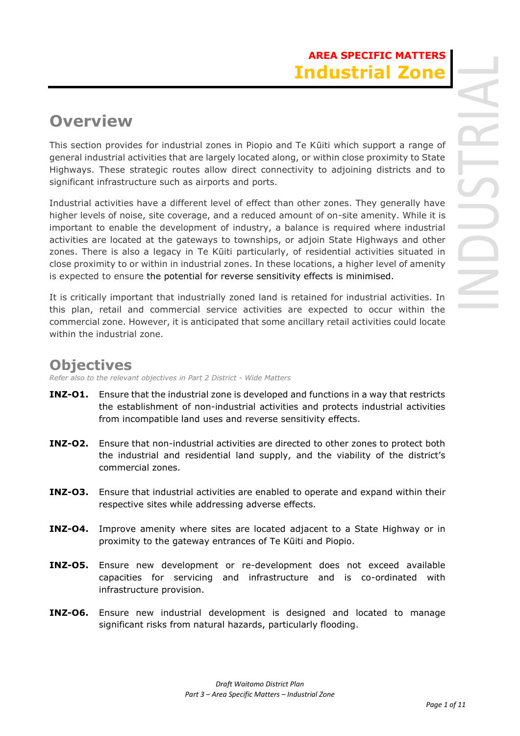**AREA SPECIFIC MATTERS**

# Industrial Zone

## Overview

This section provides for industrial zones in Piopio and Te Kūiti which support a range of general industrial activities that are largely located along, or within close proximity to State Highways. These strategic routes allow direct connectivity to adjoining districts and to significant infrastructure such as airports and ports.

Industrial activities have a different level of effect than other zones. They generally have higher levels of noise, site coverage, and a reduced amount of on-site amenity. While it is important to enable the development of industry, a balance is required where industrial activities are located at the gateways to townships, or adjoin State Highways and other zones. There is also a legacy in Te Kūiti particularly, of residential situated in close proximity to or within in industrial zones. In these locations, a higher level of amenity is expected to ensure the potential for reverse sensitivity effects is minimised.

It is critically important that industrially zoned land is retained for industrial activities. In this plan, retail and commercial service activities are expected to occur within the commercial zone. However, it is anticipated that some ancillary retail activities could locate within the industrial zone.

## Objectives

*Refer also to the relevant objectives in Part 2 District - Wide Matters*

**INZ-O1.** Ensure that the industrial zone is developed and functions in a way that restricts the establishment of non-industrial activities and protects industrial activities from incompatible land uses and reverse sensitivity effects.

**INZ-O2.** Ensure that non-industrial activities are directed to other zones to protect both the industrial and residential land supply, and the viability of the district's commercial zones.

**INZ-O3.** Ensure that industrial activities are enabled to operate and expand within their respective sites while addressing adverse effects.

**INZ-O4.** Improve amenity where sites are located adjacent to a State Highway or in proximity to the gateway entrances of Te Kūiti and Piopio.

**INZ-O5.** Ensure new development or re-development does not exceed available capacities for servicing and infrastructure and is co-ordinated with infrastructure provision.

**INZ-O6.** Ensure new industrial development is designed and located to manage significant risks from natural hazards, particularly flooding.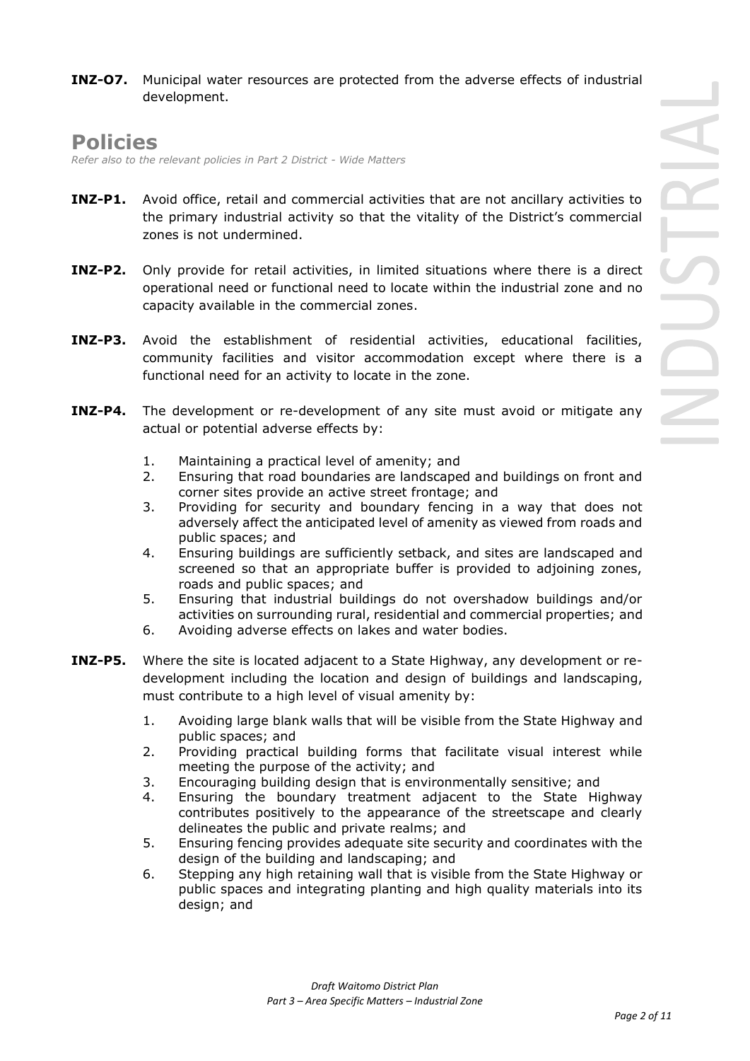**INZ-O7.** Municipal water resources are protected from the adverse effects of industrial development.

## Policies

*Refer also to the relevant policies in Part 2 District - Wide Matters*

**INZ-P1.** Avoid office, retail and commercial activities that are not ancillary activities to the primary industrial activity so that the vitality of the District's commercial zones is not undermined.

**INZ-P2.** Only provide for retail activities, in limited situations where there is a direct operational need or functional need to locate within the industrial zone and no capacity available in the commercial zones.

**INZ-P3.** Avoid the establishment of residential activities, educational facilities, community facilities and visitor accommodation except where there is a functional need for an activity to locate in the zone.

**INZ-P4.** The development or re-development of any site must avoid or mitigate any actual or potential adverse effects by:

1. Maintaining a practical level of amenity; and
2. Ensuring that road boundaries are landscaped and buildings on front and corner sites provide an active street frontage; and
3. Providing for security and boundary fencing in a way that does not adversely affect the anticipated level of amenity as viewed from roads and public spaces; and
4. Ensuring buildings are sufficiently setback, and sites are landscaped and screened so that an appropriate buffer is provided to adjoining zones, roads and public spaces; and
5. Ensuring that industrial buildings do not overshadow buildings and/or activities on surrounding rural, residential and commercial properties; and
6. Avoiding adverse effects on lakes and water bodies.

**INZ-P5.** Where the site is located adjacent to a State Highway, any development or re-development including the location and design of buildings and landscaping, must contribute to a high level of visual amenity by:

1. Avoiding large blank walls that will be visible from the State Highway and public spaces; and
2. Providing practical building forms that facilitate visual interest while meeting the purpose of the activity; and
3. Encouraging building design that is environmentally sensitive; and
4. Ensuring the boundary treatment adjacent to the State Highway contributes positively to the appearance of the streetscape and clearly delineates the public and private realms; and
5. Ensuring fencing provides adequate site security and coordinates with the design of the building and landscaping; and
6. Stepping any high retaining wall that is visible from the State Highway or public spaces and integrating planting and high quality materials into its design; and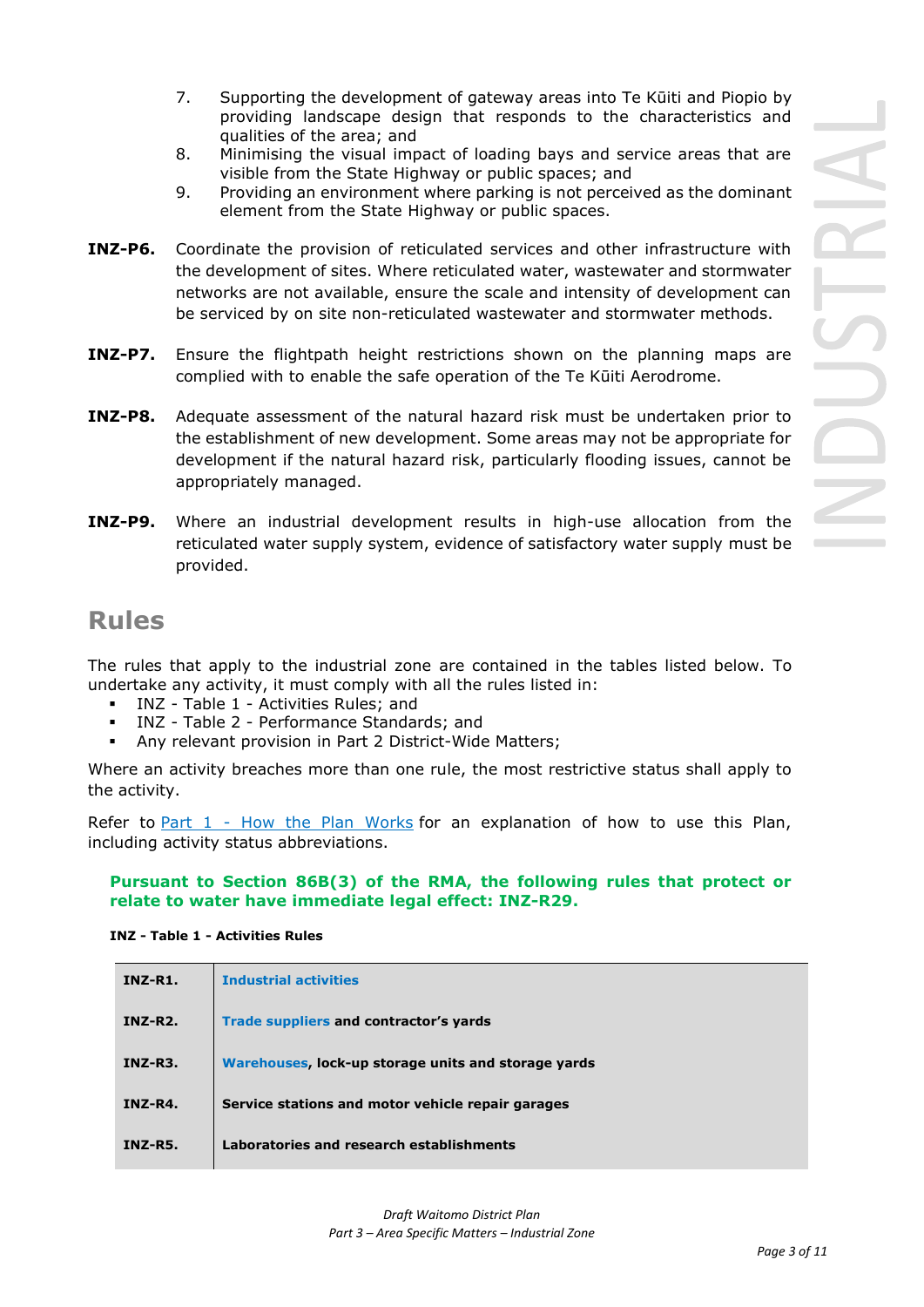7. Supporting the development of gateway areas into Te Kūiti and Piopio by providing landscape design that responds to the characteristics and qualities of the area; and
8. Minimising the visual impact of loading bays and service areas that are visible from the State Highway or public spaces; and
9. Providing an environment where parking is not perceived as the dominant element from the State Highway or public spaces.

**INZ-P6.** Coordinate the provision of reticulated services and other infrastructure with the development of sites. Where reticulated water, wastewater and stormwater networks are not available, ensure the scale and intensity of development can be serviced by on site non-reticulated wastewater and stormwater methods.

**INZ-P7.** Ensure the flightpath height restrictions shown on the planning maps are complied with to enable the safe operation of the Te Kūiti Aerodrome.

**INZ-P8.** Adequate assessment of the natural hazard risk must be undertaken prior to the establishment of new development. Some areas may not be appropriate for development if the natural hazard risk, particularly flooding issues, cannot be appropriately managed.

**INZ-P9.** Where an industrial development results in high-use allocation from the reticulated water supply system, evidence of satisfactory water supply must be provided.

## Rules

The rules that apply to the industrial zone are contained in the tables listed below. To undertake any activity, it must comply with all the rules listed in:

- INZ - Table 1 - Activities Rules; and
- INZ - Table 2 - Performance Standards; and
- Any relevant provision in Part 2 District-Wide Matters;

Where an activity breaches more than one rule, the most restrictive status shall apply to the activity.

Refer to Part 1 - How the Plan Works for an explanation of how to use this Plan, including activity status abbreviations.

**Pursuant to Section 86B(3) of the RMA, the following rules that protect or relate to water have immediate legal effect: INZ-R29.**

**INZ - Table 1 - Activities Rules**

| | |
|---|---|
| **INZ-R1.** | **Industrial activities** |
| **INZ-R2.** | **Trade suppliers and contractor's yards** |
| **INZ-R3.** | **Warehouses, lock-up storage units and storage yards** |
| **INZ-R4.** | **Service stations and motor vehicle repair garages** |
| **INZ-R5.** | **Laboratories and research establishments** |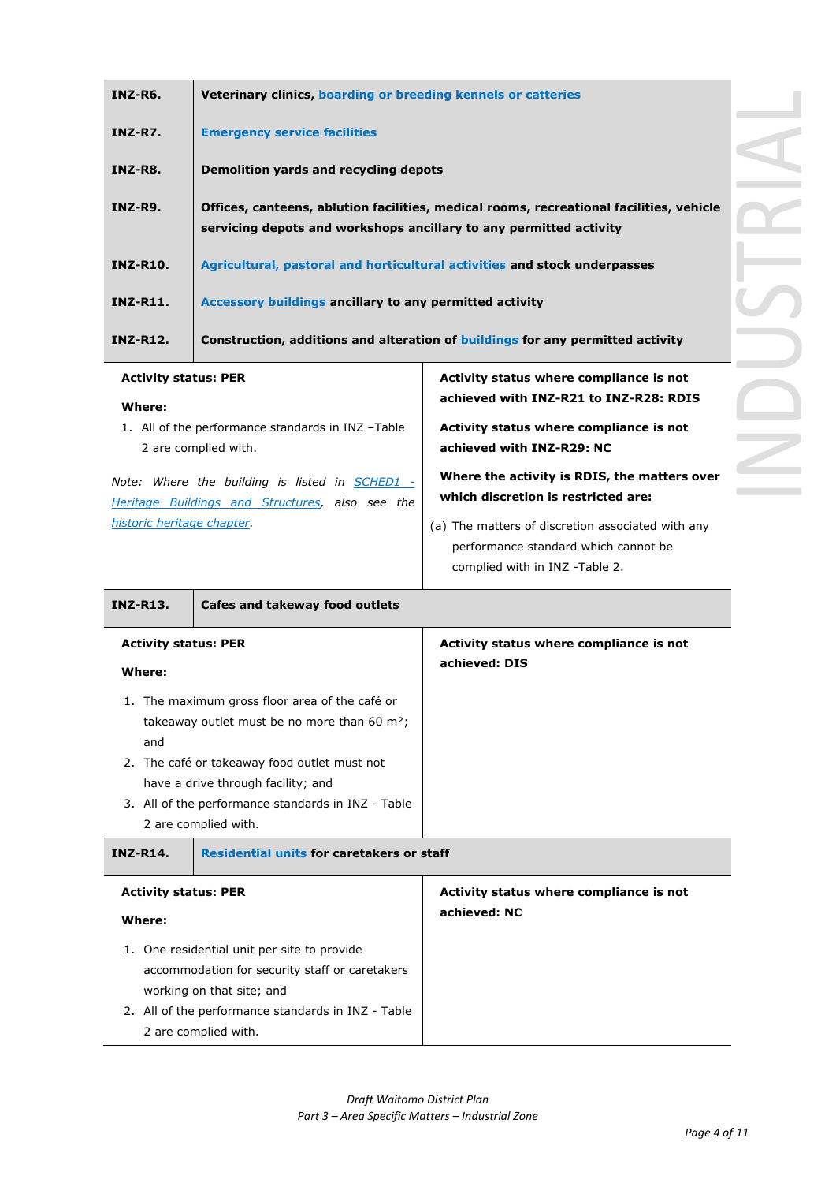| | |
|---|---|
| **INZ-R6.** | **Veterinary clinics, boarding or breeding kennels or catteries** |
| **INZ-R7.** | **Emergency service facilities** |
| **INZ-R8.** | **Demolition yards and recycling depots** |
| **INZ-R9.** | **Offices, canteens, ablution facilities, medical rooms, recreational facilities, vehicle servicing depots and workshops ancillary to any permitted activity** |
| **INZ-R10.** | **Agricultural, pastoral and horticultural activities and stock underpasses** |
| **INZ-R11.** | **Accessory buildings ancillary to any permitted activity** |
| **INZ-R12.** | **Construction, additions and alteration of buildings for any permitted activity** |

| | |
|---|---|
| **Activity status: PER**<br><br>**Where:**<br>1. All of the performance standards in INZ –Table 2 are complied with.<br><br>*Note: Where the building is listed in SCHED1 - Heritage Buildings and Structures, also see the historic heritage chapter.* | **Activity status where compliance is not achieved with INZ-R21 to INZ-R28: RDIS**<br><br>**Activity status where compliance is not achieved with INZ-R29: NC**<br><br>**Where the activity is RDIS, the matters over which discretion is restricted are:**<br>(a) The matters of discretion associated with any performance standard which cannot be complied with in INZ -Table 2. |

| | |
|---|---|
| **INZ-R13.** | **Cafes and takeway food outlets** |

| | |
|---|---|
| **Activity status: PER**<br><br>**Where:**<br>1. The maximum gross floor area of the café or takeaway outlet must be no more than 60 m²; and<br>2. The café or takeaway food outlet must not have a drive through facility; and<br>3. All of the performance standards in INZ - Table 2 are complied with. | **Activity status where compliance is not achieved: DIS** |

| | |
|---|---|
| **INZ-R14.** | **Residential units for caretakers or staff** |

| | |
|---|---|
| **Activity status: PER**<br><br>**Where:**<br>1. One residential unit per site to provide accommodation for security staff or caretakers working on that site; and<br>2. All of the performance standards in INZ - Table 2 are complied with. | **Activity status where compliance is not achieved: NC** |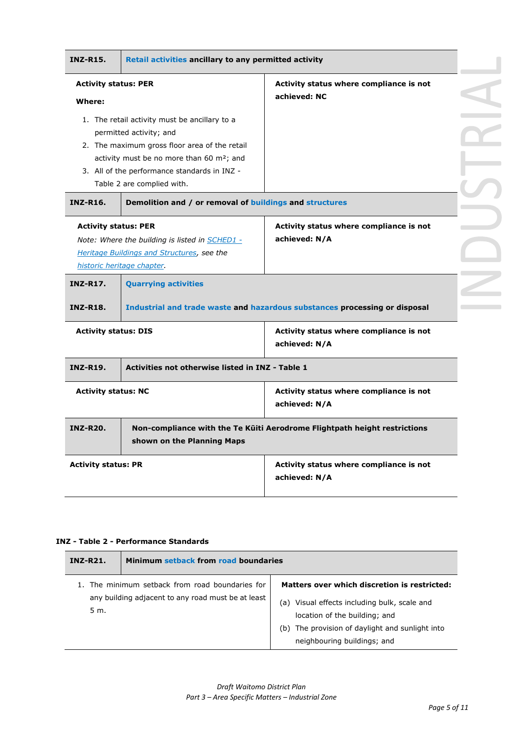| INZ-R15. | **Retail activities ancillary to any permitted activity** |
|---|---|
| **Activity status: PER**<br><br>**Where:**<br><br>1. The retail activity must be ancillary to a permitted activity; and<br>2. The maximum gross floor area of the retail activity must be no more than 60 m²; and<br>3. All of the performance standards in INZ - Table 2 are complied with. | **Activity status where compliance is not achieved: NC** |
| **INZ-R16.** | **Demolition and / or removal of buildings and structures** |
| **Activity status: PER**<br><br>*Note: Where the building is listed in SCHED1 - Heritage Buildings and Structures, see the historic heritage chapter.* | **Activity status where compliance is not achieved: N/A** |
| **INZ-R17.**<br><br>**INZ-R18.** | **Quarrying activities**<br><br>**Industrial and trade waste and hazardous substances processing or disposal** |
| **Activity status: DIS** | **Activity status where compliance is not achieved: N/A** |
| **INZ-R19.** | **Activities not otherwise listed in INZ - Table 1** |
| **Activity status: NC** | **Activity status where compliance is not achieved: N/A** |
| **INZ-R20.** | **Non-compliance with the Te Kūiti Aerodrome Flightpath height restrictions shown on the Planning Maps** |
| **Activity status: PR** | **Activity status where compliance is not achieved: N/A** |

**INZ - Table 2 - Performance Standards**

| INZ-R21. | **Minimum setback from road boundaries** |
|---|---|
| 1. The minimum setback from road boundaries for any building adjacent to any road must be at least 5 m. | **Matters over which discretion is restricted:**<br><br>(a) Visual effects including bulk, scale and location of the building; and<br>(b) The provision of daylight and sunlight into neighbouring buildings; and |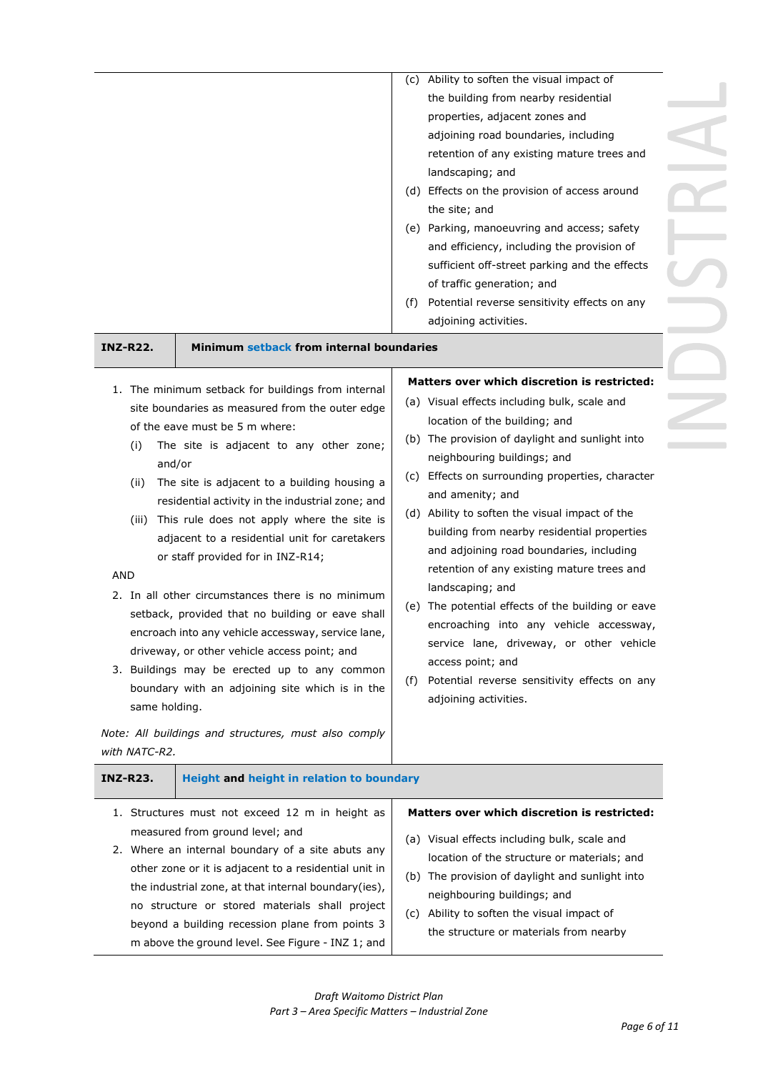|  |  |
|---|---|
|  | (c) Ability to soften the visual impact of the building from nearby residential properties, adjacent zones and adjoining road boundaries, including retention of any existing mature trees and landscaping; and<br>(d) Effects on the provision of access around the site; and<br>(e) Parking, manoeuvring and access; safety and efficiency, including the provision of sufficient off-street parking and the effects of traffic generation; and<br>(f) Potential reverse sensitivity effects on any adjoining activities. |

| INZ-R22. | Minimum setback from internal boundaries |
|---|---|
| 1. The minimum setback for buildings from internal site boundaries as measured from the outer edge of the eave must be 5 m where:<br>(i) The site is adjacent to any other zone; and/or<br>(ii) The site is adjacent to a building housing a residential activity in the industrial zone; and<br>(iii) This rule does not apply where the site is adjacent to a residential unit for caretakers or staff provided for in INZ-R14;<br>AND<br>2. In all other circumstances there is no minimum setback, provided that no building or eave shall encroach into any vehicle accessway, service lane, driveway, or other vehicle access point; and<br>3. Buildings may be erected up to any common boundary with an adjoining site which is in the same holding.<br>*Note: All buildings and structures, must also comply with NATC-R2.* | **Matters over which discretion is restricted:**<br>(a) Visual effects including bulk, scale and location of the building; and<br>(b) The provision of daylight and sunlight into neighbouring buildings; and<br>(c) Effects on surrounding properties, character and amenity; and<br>(d) Ability to soften the visual impact of the building from nearby residential properties and adjoining road boundaries, including retention of any existing mature trees and landscaping; and<br>(e) The potential effects of the building or eave encroaching into any vehicle accessway, service lane, driveway, or other vehicle access point; and<br>(f) Potential reverse sensitivity effects on any adjoining activities. |

| INZ-R23. | Height and height in relation to boundary |
|---|---|
| 1. Structures must not exceed 12 m in height as measured from ground level; and<br>2. Where an internal boundary of a site abuts any other zone or it is adjacent to a residential unit in the industrial zone, at that internal boundary(ies), no structure or stored materials shall project beyond a building recession plane from points 3 m above the ground level. See Figure - INZ 1; and | **Matters over which discretion is restricted:**<br>(a) Visual effects including bulk, scale and location of the structure or materials; and<br>(b) The provision of daylight and sunlight into neighbouring buildings; and<br>(c) Ability to soften the visual impact of the structure or materials from nearby |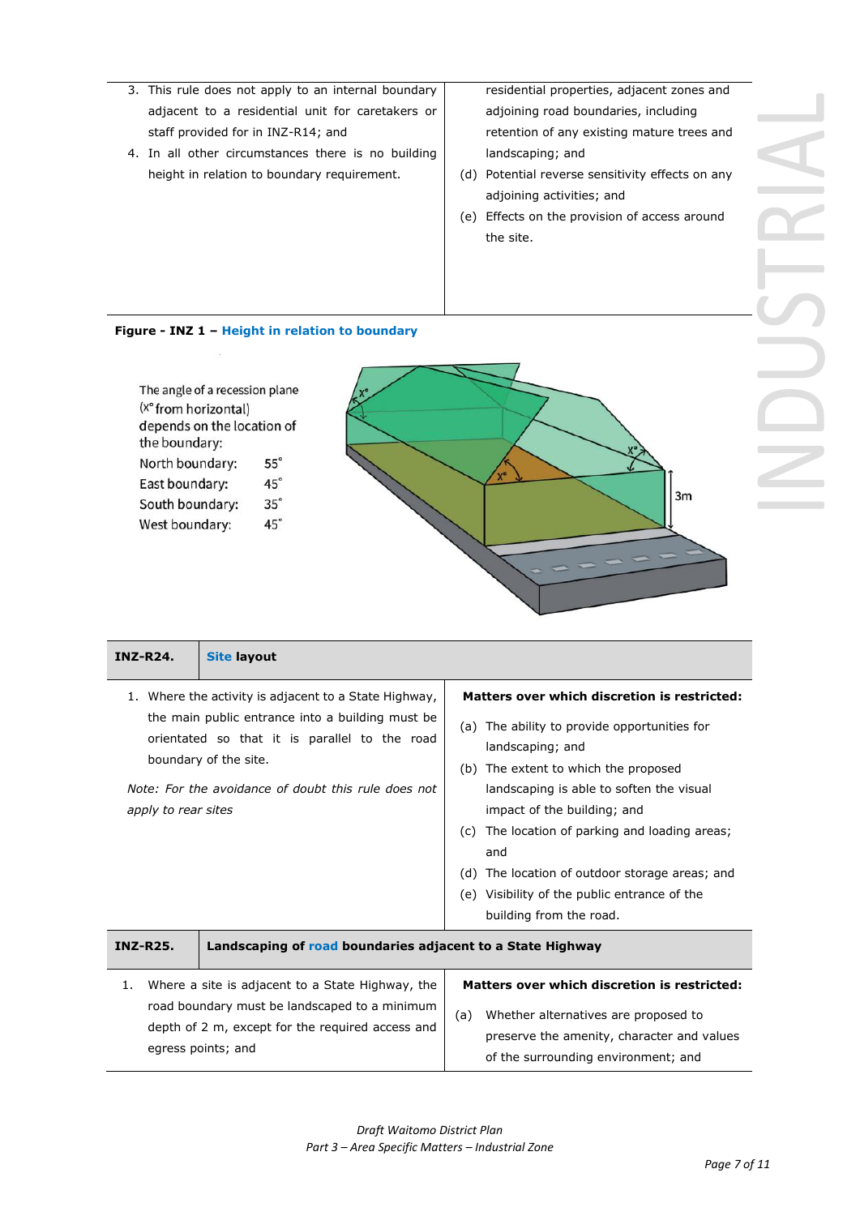| | |
|---|---|
| 3. This rule does not apply to an internal boundary adjacent to a residential unit for caretakers or staff provided for in INZ-R14; and<br>4. In all other circumstances there is no building height in relation to boundary requirement. | residential properties, adjacent zones and adjoining road boundaries, including retention of any existing mature trees and landscaping; and<br>(d) Potential reverse sensitivity effects on any adjoining activities; and<br>(e) Effects on the provision of access around the site. |

**Figure - INZ 1 – Height in relation to boundary**

The angle of a recession plane (x° from horizontal) depends on the location of the boundary:

| | |
|---|---|
| North boundary: | 55° |
| East boundary: | 45° |
| South boundary: | 35° |
| West boundary: | 45° |

| **INZ-R24.** | **Site layout** |
|---|---|
| 1. Where the activity is adjacent to a State Highway, the main public entrance into a building must be orientated so that it is parallel to the road boundary of the site.<br><br>*Note: For the avoidance of doubt this rule does not apply to rear sites* | **Matters over which discretion is restricted:**<br>(a) The ability to provide opportunities for landscaping; and<br>(b) The extent to which the proposed landscaping is able to soften the visual impact of the building; and<br>(c) The location of parking and loading areas; and<br>(d) The location of outdoor storage areas; and<br>(e) Visibility of the public entrance of the building from the road. |

| **INZ-R25.** | **Landscaping of road boundaries adjacent to a State Highway** |
|---|---|
| 1. Where a site is adjacent to a State Highway, the road boundary must be landscaped to a minimum depth of 2 m, except for the required access and egress points; and | **Matters over which discretion is restricted:**<br>(a) Whether alternatives are proposed to preserve the amenity, character and values of the surrounding environment; and |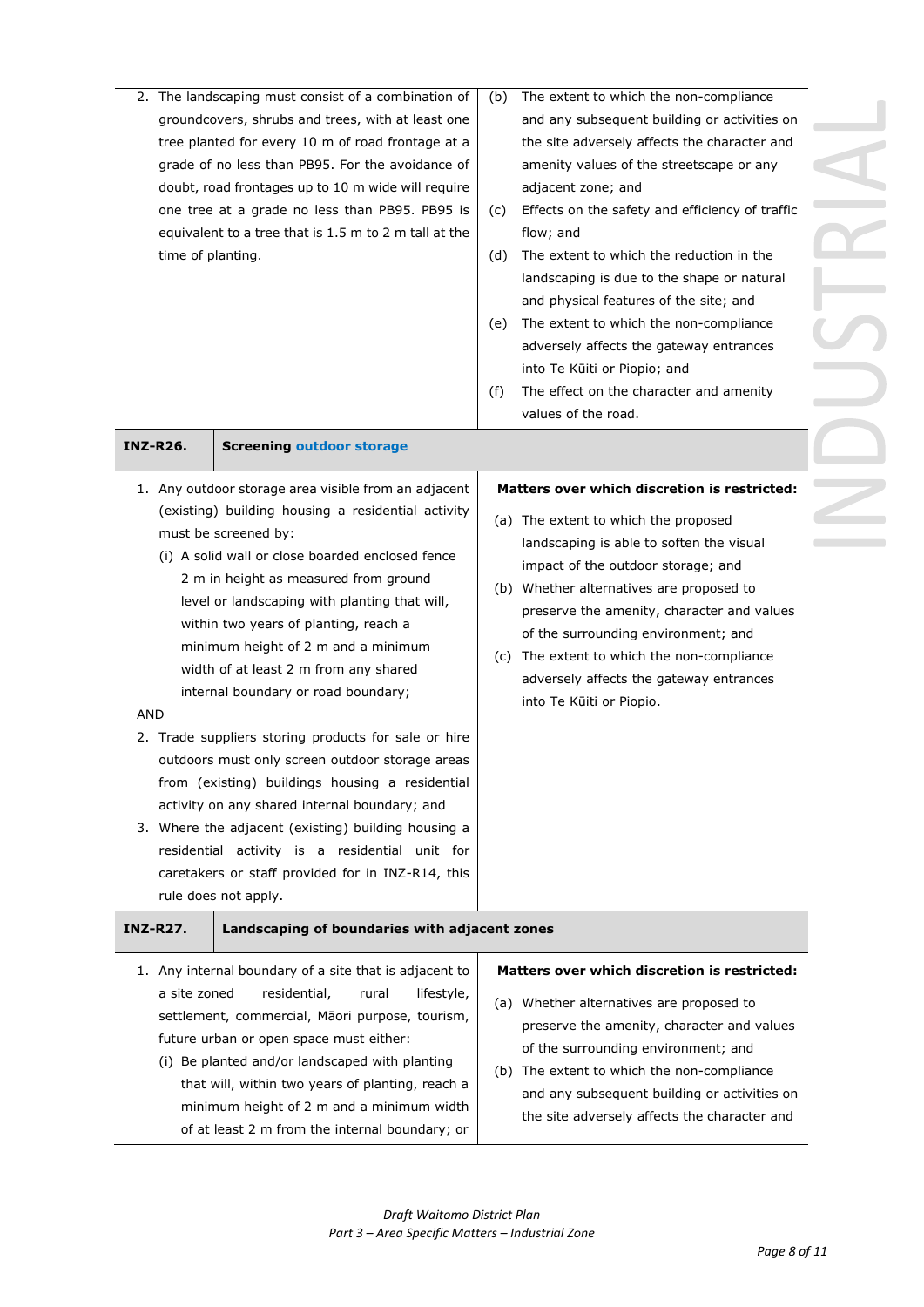| | |
|---|---|
| 2. The landscaping must consist of a combination of groundcovers, shrubs and trees, with at least one tree planted for every 10 m of road frontage at a grade of no less than PB95. For the avoidance of doubt, road frontages up to 10 m wide will require one tree at a grade no less than PB95. PB95 is equivalent to a tree that is 1.5 m to 2 m tall at the time of planting. | (b) The extent to which the non-compliance and any subsequent building or activities on the site adversely affects the character and amenity values of the streetscape or any adjacent zone; and<br>(c) Effects on the safety and efficiency of traffic flow; and<br>(d) The extent to which the reduction in the landscaping is due to the shape or natural and physical features of the site; and<br>(e) The extent to which the non-compliance adversely affects the gateway entrances into Te Kūiti or Piopio; and<br>(f) The effect on the character and amenity values of the road. |

| **INZ-R26.** | **Screening outdoor storage** |
|---|---|
| 1. Any outdoor storage area visible from an adjacent (existing) building housing a residential activity must be screened by:<br>(i) A solid wall or close boarded enclosed fence 2 m in height as measured from ground level or landscaping with planting that will, within two years of planting, reach a minimum height of 2 m and a minimum width of at least 2 m from any shared internal boundary or road boundary;<br>AND<br>2. Trade suppliers storing products for sale or hire outdoors must only screen outdoor storage areas from (existing) buildings housing a residential activity on any shared internal boundary; and<br>3. Where the adjacent (existing) building housing a residential activity is a residential unit for caretakers or staff provided for in INZ-R14, this rule does not apply. | **Matters over which discretion is restricted:**<br>(a) The extent to which the proposed landscaping is able to soften the visual impact of the outdoor storage; and<br>(b) Whether alternatives are proposed to preserve the amenity, character and values of the surrounding environment; and<br>(c) The extent to which the non-compliance adversely affects the gateway entrances into Te Kūiti or Piopio. |

| **INZ-R27.** | **Landscaping of boundaries with adjacent zones** |
|---|---|
| 1. Any internal boundary of a site that is adjacent to a site zoned residential, rural lifestyle, settlement, commercial, Māori purpose, tourism, future urban or open space must either:<br>(i) Be planted and/or landscaped with planting that will, within two years of planting, reach a minimum height of 2 m and a minimum width of at least 2 m from the internal boundary; or | **Matters over which discretion is restricted:**<br>(a) Whether alternatives are proposed to preserve the amenity, character and values of the surrounding environment; and<br>(b) The extent to which the non-compliance and any subsequent building or activities on the site adversely affects the character and |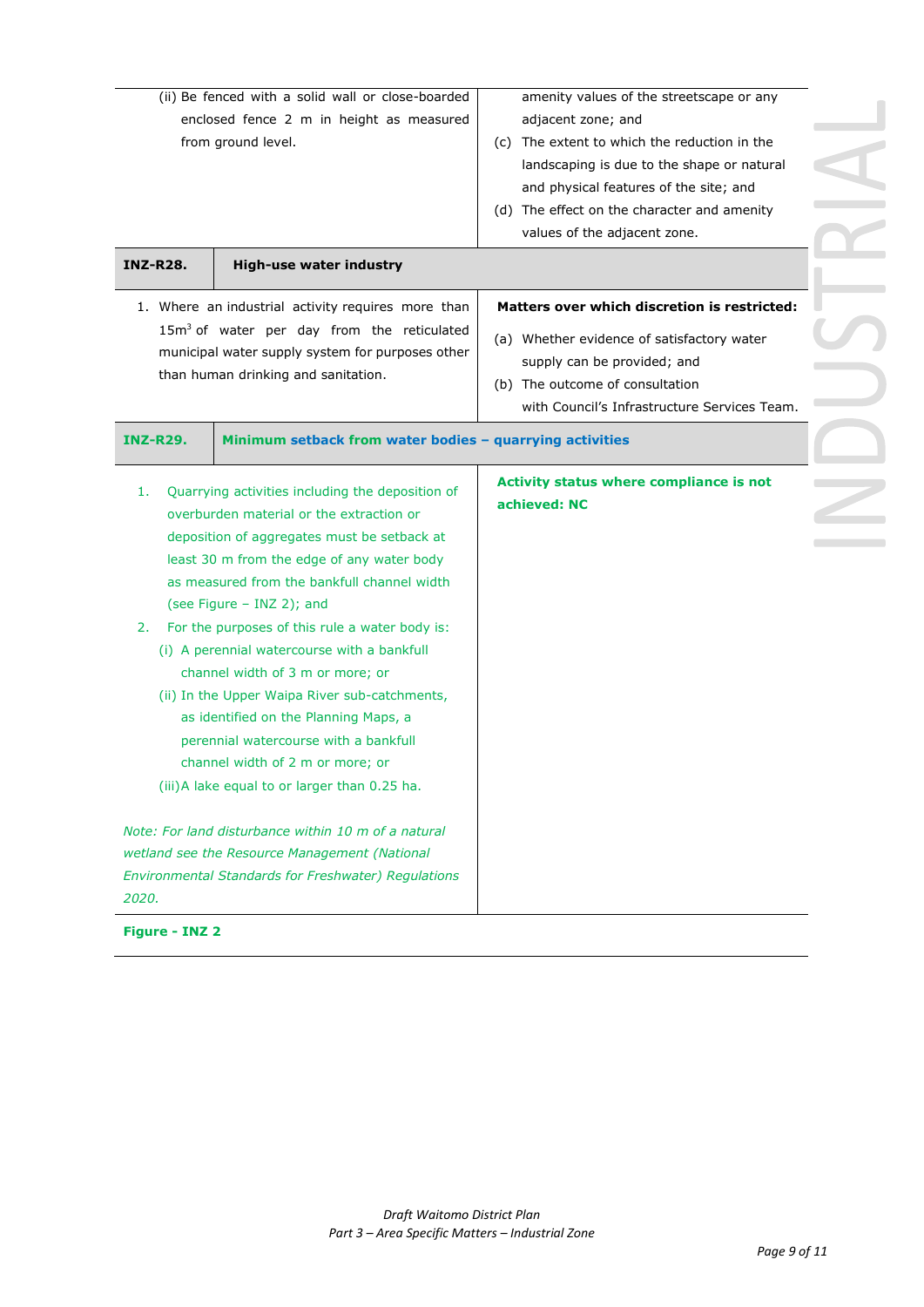| | | |
|---|---|---|
| (ii) Be fenced with a solid wall or close-boarded enclosed fence 2 m in height as measured from ground level. | | amenity values of the streetscape or any adjacent zone; and<br>(c) The extent to which the reduction in the landscaping is due to the shape or natural and physical features of the site; and<br>(d) The effect on the character and amenity values of the adjacent zone. |
| **INZ-R28.** | **High-use water industry** | |
| 1. Where an industrial activity requires more than 15m$^3$ of water per day from the reticulated municipal water supply system for purposes other than human drinking and sanitation. | | **Matters over which discretion is restricted:**<br>(a) Whether evidence of satisfactory water supply can be provided; and<br>(b) The outcome of consultation with Council's Infrastructure Services Team. |
| **INZ-R29.** | **Minimum setback from water bodies – quarrying activities** | |
| 1. Quarrying activities including the deposition of overburden material or the extraction or deposition of aggregates must be setback at least 30 m from the edge of any water body as measured from the bankfull channel width (see Figure – INZ 2); and<br>2. For the purposes of this rule a water body is:<br>(i) A perennial watercourse with a bankfull channel width of 3 m or more; or<br>(ii) In the Upper Waipa River sub-catchments, as identified on the Planning Maps, a perennial watercourse with a bankfull channel width of 2 m or more; or<br>(iii) A lake equal to or larger than 0.25 ha.<br><br>*Note: For land disturbance within 10 m of a natural wetland see the Resource Management (National Environmental Standards for Freshwater) Regulations 2020.* | | **Activity status where compliance is not achieved: NC** |

**Figure - INZ 2**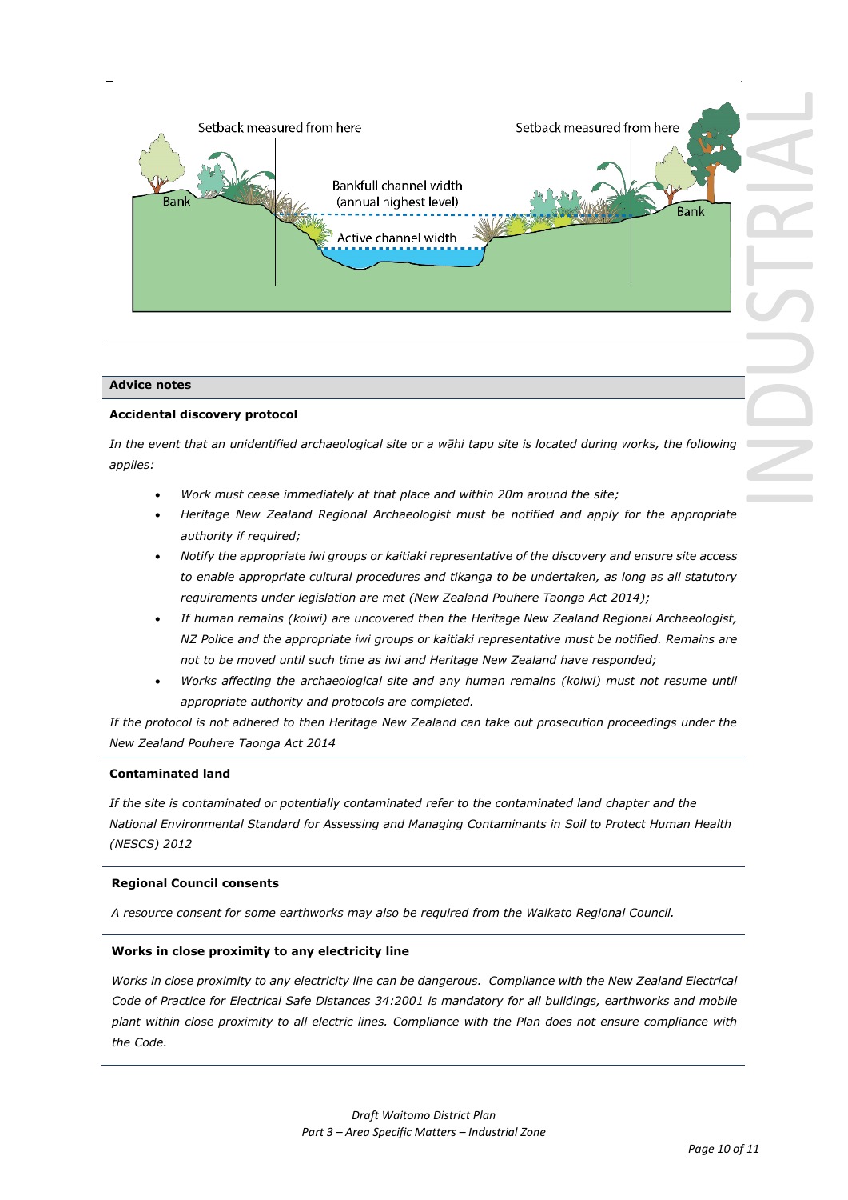Setback measured from here

Setback measured from here

Bank

Bankfull channel width (annual highest level)

Active channel width

Bank

**Advice notes**

**Accidental discovery protocol**

*In the event that an unidentified archaeological site or a wāhi tapu site is located during works, the following applies:*

- *Work must cease immediately at that place and within 20m around the site;*
- *Heritage New Zealand Regional Archaeologist must be notified and apply for the appropriate authority if required;*
- *Notify the appropriate iwi groups or kaitiaki representative of the discovery and ensure site access to enable appropriate cultural procedures and tikanga to be undertaken, as long as all statutory requirements under legislation are met (New Zealand Pouhere Taonga Act 2014);*
- *If human remains (koiwi) are uncovered then the Heritage New Zealand Regional Archaeologist, NZ Police and the appropriate iwi groups or kaitiaki representative must be notified. Remains are not to be moved until such time as iwi and Heritage New Zealand have responded;*
- *Works affecting the archaeological site and any human remains (koiwi) must not resume until appropriate authority and protocols are completed.*

*If the protocol is not adhered to then Heritage New Zealand can take out prosecution proceedings under the New Zealand Pouhere Taonga Act 2014*

**Contaminated land**

*If the site is contaminated or potentially contaminated refer to the contaminated land chapter and the National Environmental Standard for Assessing and Managing Contaminants in Soil to Protect Human Health (NESCS) 2012*

**Regional Council consents**

*A resource consent for some earthworks may also be required from the Waikato Regional Council.*

**Works in close proximity to any electricity line**

*Works in close proximity to any electricity line can be dangerous. Compliance with the New Zealand Electrical Code of Practice for Electrical Safe Distances 34:2001 is mandatory for all buildings, earthworks and mobile plant within close proximity to all electric lines. Compliance with the Plan does not ensure compliance with the Code.*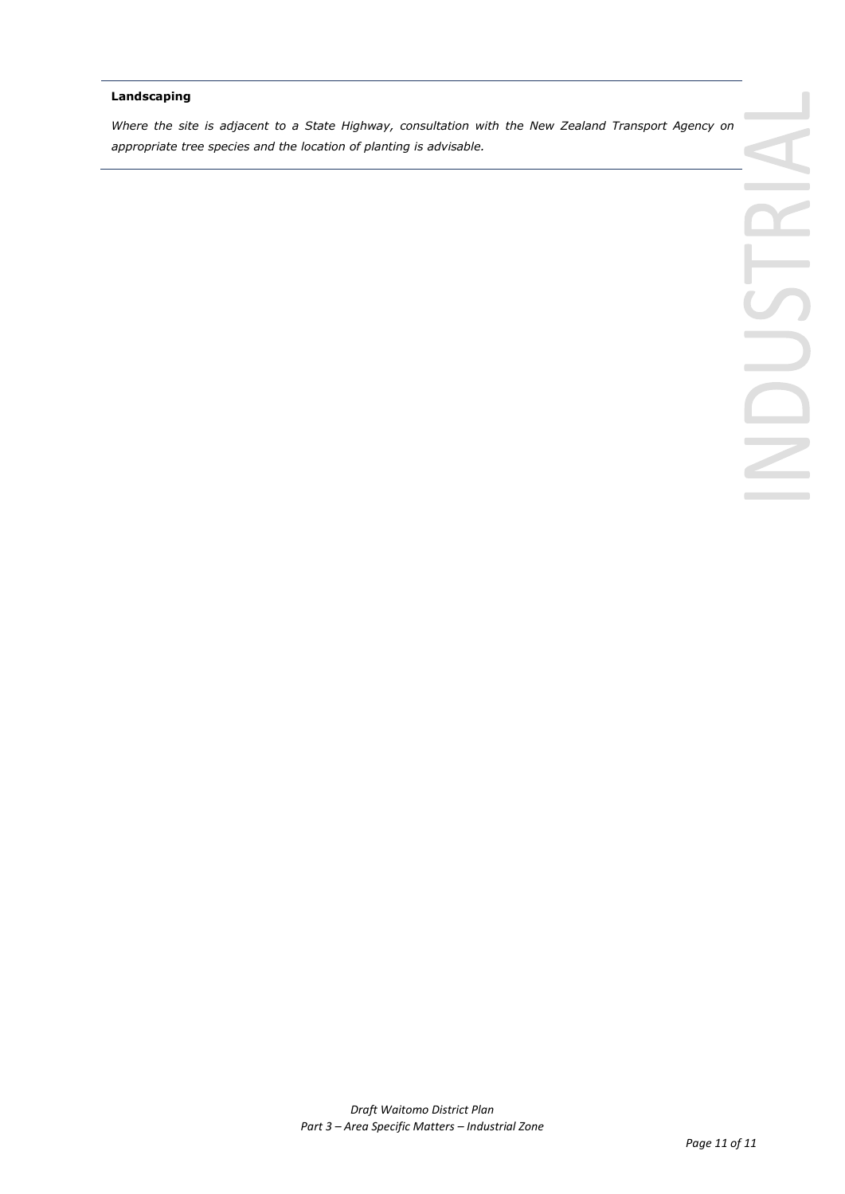**Landscaping**

*Where the site is adjacent to a State Highway, consultation with the New Zealand Transport Agency on appropriate tree species and the location of planting is advisable.*